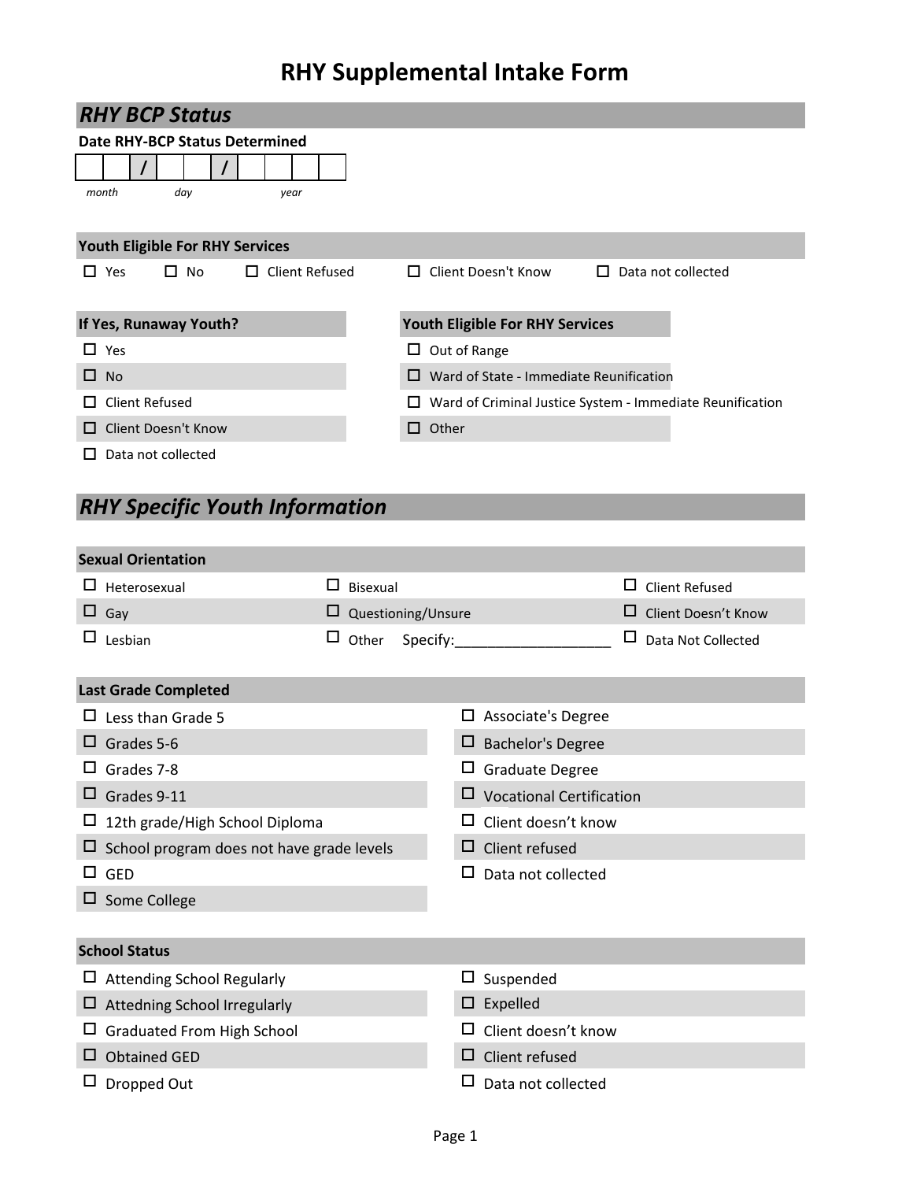# RHY Supplemental Intake Form

## *RHY BCP Status*

**Date RHY-BCP Status Determined**

| | | / | | | / | | | | |
|---|---|---|---|---|---|---|---|---|---|

*month* *day* *year*

**Youth Eligible For RHY Services**

- ☐ Yes
- ☐ No
- ☐ Client Refused
- ☐ Client Doesn't Know
- ☐ Data not collected

**If Yes, Runaway Youth?**

- ☐ Yes
- ☐ No
- ☐ Client Refused
- ☐ Client Doesn't Know
- ☐ Data not collected

**Youth Eligible For RHY Services**

- ☐ Out of Range
- ☐ Ward of State - Immediate Reunification
- ☐ Ward of Criminal Justice System - Immediate Reunification
- ☐ Other

## *RHY Specific Youth Information*

**Sexual Orientation**

- ☐ Heterosexual
- ☐ Gay
- ☐ Lesbian
- ☐ Bisexual
- ☐ Questioning/Unsure
- ☐ Other Specify:___________________
- ☐ Client Refused
- ☐ Client Doesn't Know
- ☐ Data Not Collected

**Last Grade Completed**

- ☐ Less than Grade 5
- ☐ Grades 5-6
- ☐ Grades 7-8
- ☐ Grades 9-11
- ☐ 12th grade/High School Diploma
- ☐ School program does not have grade levels
- ☐ GED
- ☐ Some College
- ☐ Associate's Degree
- ☐ Bachelor's Degree
- ☐ Graduate Degree
- ☐ Vocational Certification
- ☐ Client doesn't know
- ☐ Client refused
- ☐ Data not collected

**School Status**

- ☐ Attending School Regularly
- ☐ Attedning School Irregularly
- ☐ Graduated From High School
- ☐ Obtained GED
- ☐ Dropped Out
- ☐ Suspended
- ☐ Expelled
- ☐ Client doesn't know
- ☐ Client refused
- ☐ Data not collected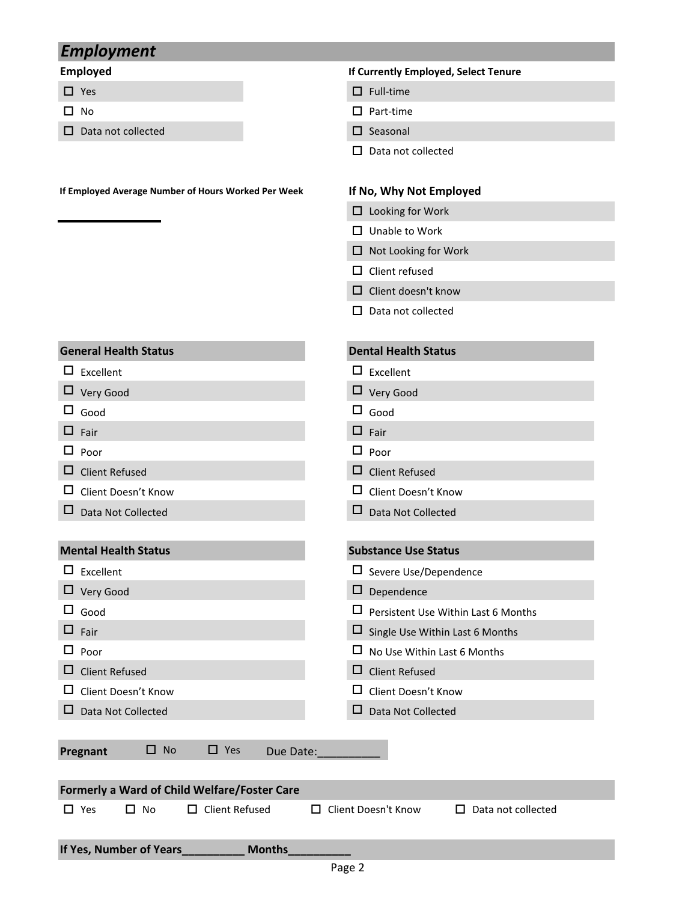## *Employment*

**Employed**

- ☐ Yes
- ☐ No
- ☐ Data not collected

**If Currently Employed, Select Tenure**

- ☐ Full-time
- ☐ Part-time
- ☐ Seasonal
- ☐ Data not collected

**If Employed Average Number of Hours Worked Per Week**

\_\_\_\_\_\_\_\_\_\_\_\_\_\_

**If No, Why Not Employed**

- ☐ Looking for Work
- ☐ Unable to Work
- ☐ Not Looking for Work
- ☐ Client refused
- ☐ Client doesn't know
- ☐ Data not collected

**General Health Status**

- ☐ Excellent
- ☐ Very Good
- ☐ Good
- ☐ Fair
- ☐ Poor
- ☐ Client Refused
- ☐ Client Doesn't Know
- ☐ Data Not Collected

**Dental Health Status**

- ☐ Excellent
- ☐ Very Good
- ☐ Good
- ☐ Fair
- ☐ Poor
- ☐ Client Refused
- ☐ Client Doesn't Know
- ☐ Data Not Collected

**Mental Health Status**

- ☐ Excellent
- ☐ Very Good
- ☐ Good
- ☐ Fair
- ☐ Poor
- ☐ Client Refused
- ☐ Client Doesn't Know
- ☐ Data Not Collected

**Substance Use Status**

- ☐ Severe Use/Dependence
- ☐ Dependence
- ☐ Persistent Use Within Last 6 Months
- ☐ Single Use Within Last 6 Months
- ☐ No Use Within Last 6 Months
- ☐ Client Refused
- ☐ Client Doesn't Know
- ☐ Data Not Collected

**Pregnant** ☐ No ☐ Yes Due Date:\_\_\_\_\_\_\_\_\_\_

**Formerly a Ward of Child Welfare/Foster Care**

☐ Yes ☐ No ☐ Client Refused ☐ Client Doesn't Know ☐ Data not collected

**If Yes, Number of Years\_\_\_\_\_\_\_\_\_\_ Months\_\_\_\_\_\_\_\_\_\_**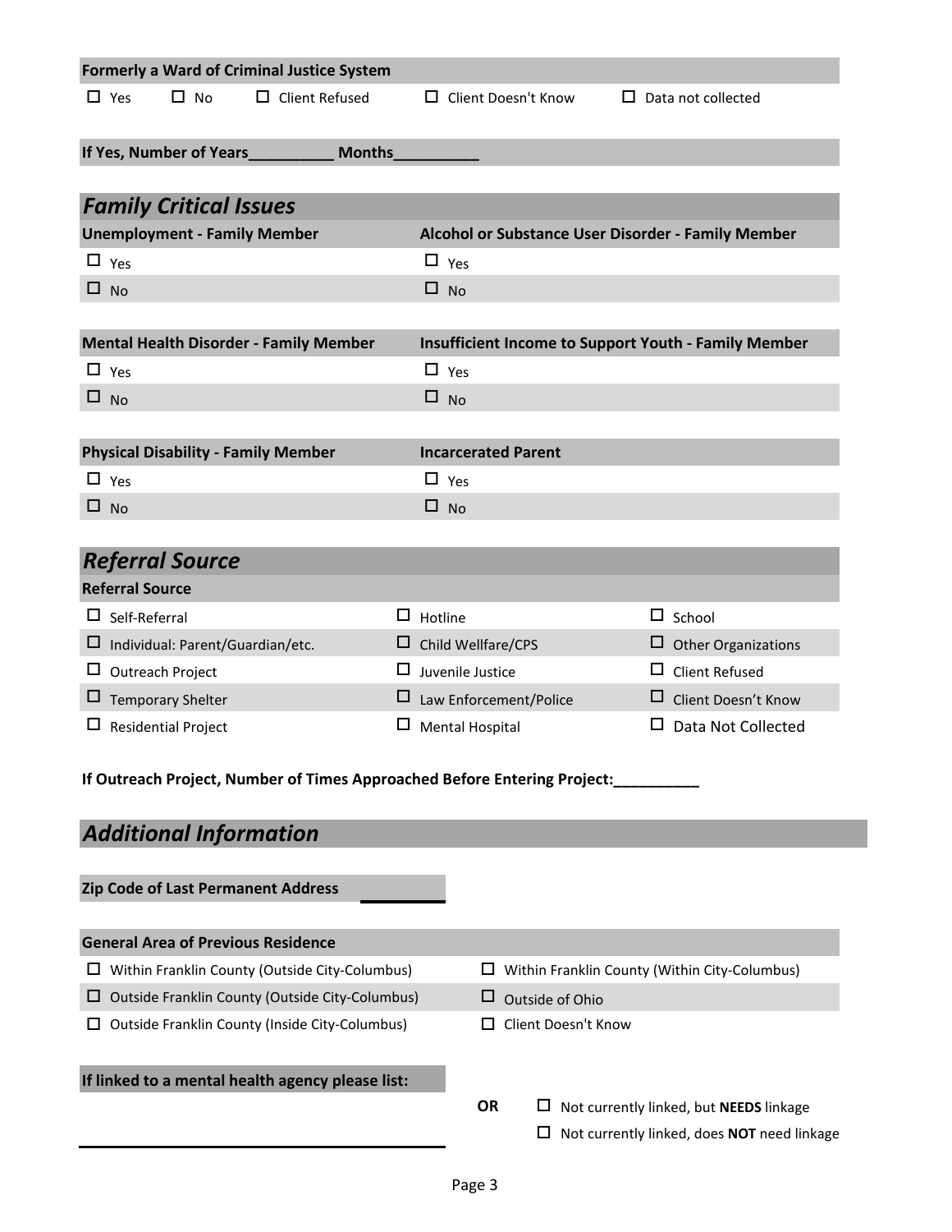**Formerly a Ward of Criminal Justice System**

☐ Yes ☐ No ☐ Client Refused ☐ Client Doesn't Know ☐ Data not collected

**If Yes, Number of Years__________ Months__________**

## *Family Critical Issues*

| **Unemployment - Family Member** | **Alcohol or Substance User Disorder - Family Member** |
|---|---|
| ☐ Yes | ☐ Yes |
| ☐ No | ☐ No |

| **Mental Health Disorder - Family Member** | **Insufficient Income to Support Youth - Family Member** |
|---|---|
| ☐ Yes | ☐ Yes |
| ☐ No | ☐ No |

| **Physical Disability - Family Member** | **Incarcerated Parent** |
|---|---|
| ☐ Yes | ☐ Yes |
| ☐ No | ☐ No |

## *Referral Source*

**Referral Source**

| | | |
|---|---|---|
| ☐ Self-Referral | ☐ Hotline | ☐ School |
| ☐ Individual: Parent/Guardian/etc. | ☐ Child Wellfare/CPS | ☐ Other Organizations |
| ☐ Outreach Project | ☐ Juvenile Justice | ☐ Client Refused |
| ☐ Temporary Shelter | ☐ Law Enforcement/Police | ☐ Client Doesn't Know |
| ☐ Residential Project | ☐ Mental Hospital | ☐ Data Not Collected |

**If Outreach Project, Number of Times Approached Before Entering Project:__________**

## *Additional Information*

**Zip Code of Last Permanent Address** __________

**General Area of Previous Residence**

| | |
|---|---|
| ☐ Within Franklin County (Outside City-Columbus) | ☐ Within Franklin County (Within City-Columbus) |
| ☐ Outside Franklin County (Outside City-Columbus) | ☐ Outside of Ohio |
| ☐ Outside Franklin County (Inside City-Columbus) | ☐ Client Doesn't Know |

**If linked to a mental health agency please list:**

______________________________

**OR**

☐ Not currently linked, but **NEEDS** linkage

☐ Not currently linked, does **NOT** need linkage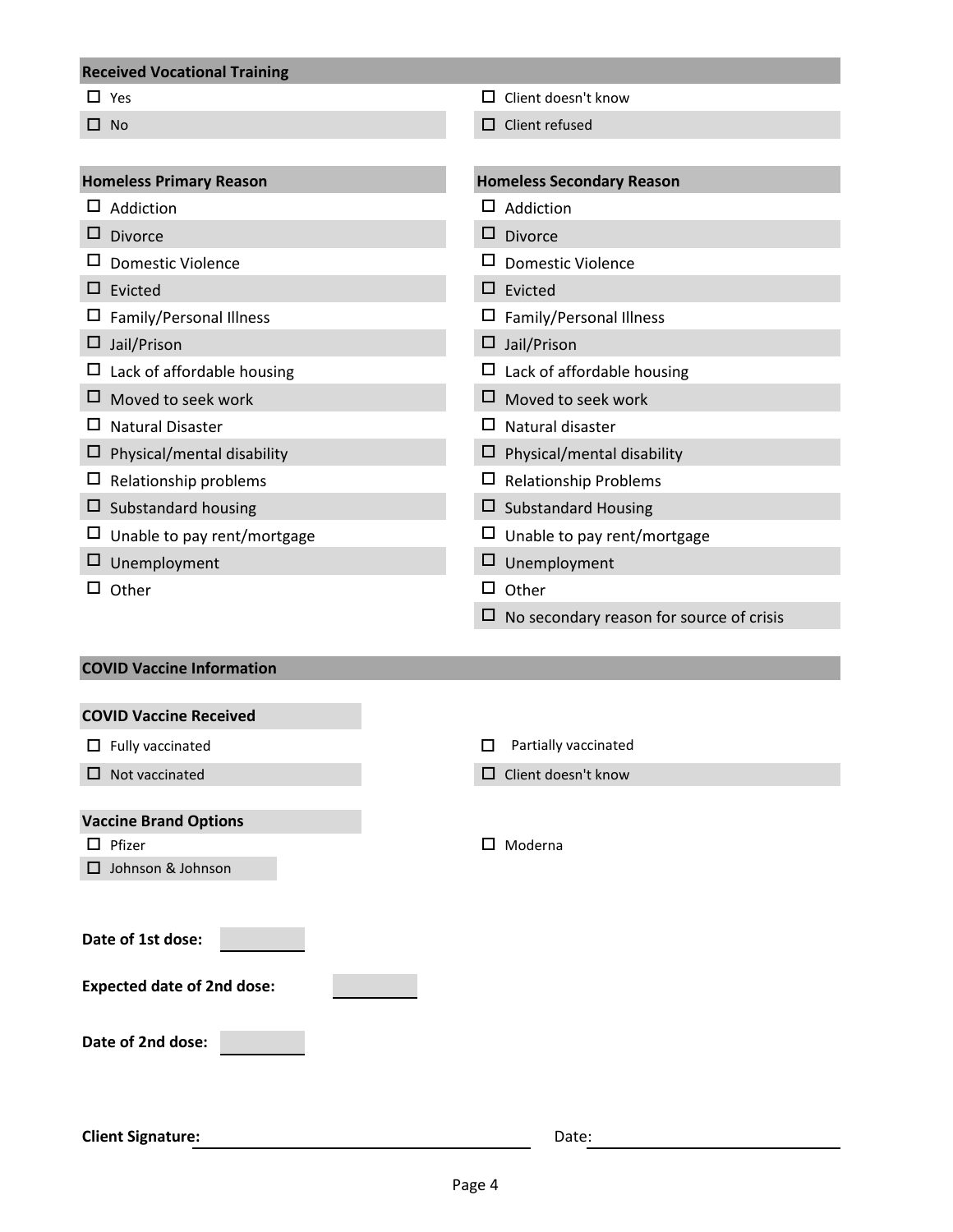**Received Vocational Training**

- ☐ Yes
- ☐ No
- ☐ Client doesn't know
- ☐ Client refused

**Homeless Primary Reason**

- ☐ Addiction
- ☐ Divorce
- ☐ Domestic Violence
- ☐ Evicted
- ☐ Family/Personal Illness
- ☐ Jail/Prison
- ☐ Lack of affordable housing
- ☐ Moved to seek work
- ☐ Natural Disaster
- ☐ Physical/mental disability
- ☐ Relationship problems
- ☐ Substandard housing
- ☐ Unable to pay rent/mortgage
- ☐ Unemployment
- ☐ Other

**Homeless Secondary Reason**

- ☐ Addiction
- ☐ Divorce
- ☐ Domestic Violence
- ☐ Evicted
- ☐ Family/Personal Illness
- ☐ Jail/Prison
- ☐ Lack of affordable housing
- ☐ Moved to seek work
- ☐ Natural disaster
- ☐ Physical/mental disability
- ☐ Relationship Problems
- ☐ Substandard Housing
- ☐ Unable to pay rent/mortgage
- ☐ Unemployment
- ☐ Other
- ☐ No secondary reason for source of crisis

**COVID Vaccine Information**

**COVID Vaccine Received**

- ☐ Fully vaccinated
- ☐ Not vaccinated
- ☐ Partially vaccinated
- ☐ Client doesn't know

**Vaccine Brand Options**

- ☐ Pfizer
- ☐ Johnson & Johnson
- ☐ Moderna

**Date of 1st dose:** ________

**Expected date of 2nd dose:** ________

**Date of 2nd dose:** ________

**Client Signature:** ______________________________ Date: ____________________